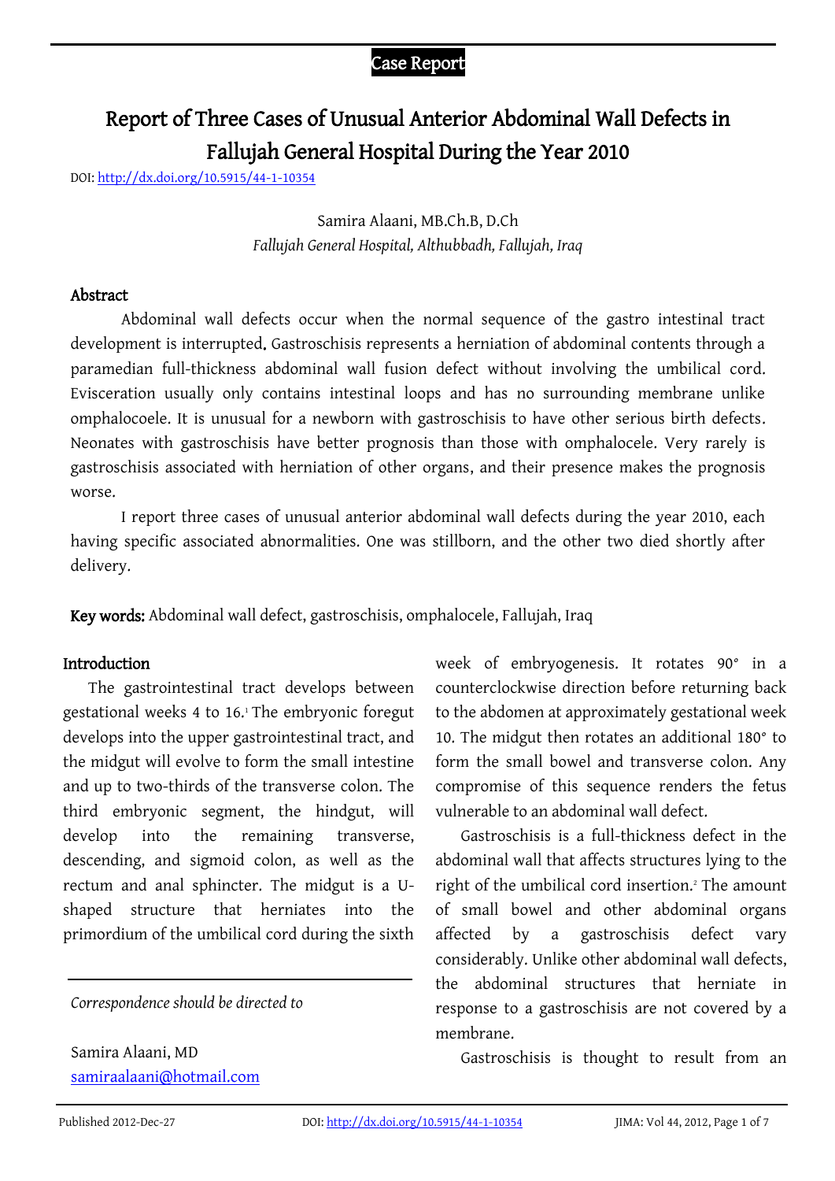Case Report

# Report of Three Cases of Unusual Anterior Abdominal Wall Defects in Fallujah General Hospital During the Year 2010

DOI: http://dx.doi.org/10.5915/44-1-10354

Samira Alaani, MB.Ch.B, D.Ch
*Fallujah General Hospital, Althubbadh, Fallujah, Iraq*

## Abstract

Abdominal wall defects occur when the normal sequence of the gastro intestinal tract development is interrupted. Gastroschisis represents a herniation of abdominal contents through a paramedian full-thickness abdominal wall fusion defect without involving the umbilical cord. Evisceration usually only contains intestinal loops and has no surrounding membrane unlike omphalocoele. It is unusual for a newborn with gastroschisis to have other serious birth defects. Neonates with gastroschisis have better prognosis than those with omphalocele. Very rarely is gastroschisis associated with herniation of other organs, and their presence makes the prognosis worse.

I report three cases of unusual anterior abdominal wall defects during the year 2010, each having specific associated abnormalities. One was stillborn, and the other two died shortly after delivery.

**Key words:** Abdominal wall defect, gastroschisis, omphalocele, Fallujah, Iraq

## Introduction

The gastrointestinal tract develops between gestational weeks 4 to 16.[1] The embryonic foregut develops into the upper gastrointestinal tract, and the midgut will evolve to form the small intestine and up to two-thirds of the transverse colon. The third embryonic segment, the hindgut, will develop into the remaining transverse, descending, and sigmoid colon, as well as the rectum and anal sphincter. The midgut is a U-shaped structure that herniates into the primordium of the umbilical cord during the sixth week of embryogenesis. It rotates 90° in a counterclockwise direction before returning back to the abdomen at approximately gestational week 10. The midgut then rotates an additional 180° to form the small bowel and transverse colon. Any compromise of this sequence renders the fetus vulnerable to an abdominal wall defect.

Gastroschisis is a full-thickness defect in the abdominal wall that affects structures lying to the right of the umbilical cord insertion.[2] The amount of small bowel and other abdominal organs affected by a gastroschisis defect vary considerably. Unlike other abdominal wall defects, the abdominal structures that herniate in response to a gastroschisis are not covered by a membrane.

Gastroschisis is thought to result from an

---

*Correspondence should be directed to*

Samira Alaani, MD
samiraalaani@hotmail.com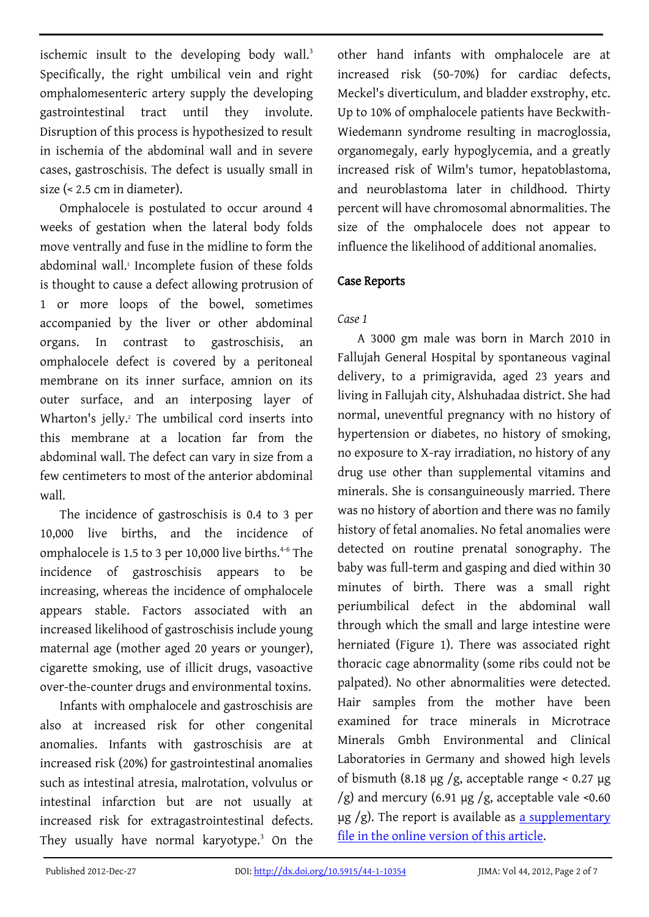ischemic insult to the developing body wall.[3] Specifically, the right umbilical vein and right omphalomesenteric artery supply the developing gastrointestinal tract until they involute. Disruption of this process is hypothesized to result in ischemia of the abdominal wall and in severe cases, gastroschisis. The defect is usually small in size (< 2.5 cm in diameter).

Omphalocele is postulated to occur around 4 weeks of gestation when the lateral body folds move ventrally and fuse in the midline to form the abdominal wall.[1] Incomplete fusion of these folds is thought to cause a defect allowing protrusion of 1 or more loops of the bowel, sometimes accompanied by the liver or other abdominal organs. In contrast to gastroschisis, an omphalocele defect is covered by a peritoneal membrane on its inner surface, amnion on its outer surface, and an interposing layer of Wharton's jelly.[2] The umbilical cord inserts into this membrane at a location far from the abdominal wall. The defect can vary in size from a few centimeters to most of the anterior abdominal wall.

The incidence of gastroschisis is 0.4 to 3 per 10,000 live births, and the incidence of omphalocele is 1.5 to 3 per 10,000 live births.[4-6] The incidence of gastroschisis appears to be increasing, whereas the incidence of omphalocele appears stable. Factors associated with an increased likelihood of gastroschisis include young maternal age (mother aged 20 years or younger), cigarette smoking, use of illicit drugs, vasoactive over-the-counter drugs and environmental toxins.

Infants with omphalocele and gastroschisis are also at increased risk for other congenital anomalies. Infants with gastroschisis are at increased risk (20%) for gastrointestinal anomalies such as intestinal atresia, malrotation, volvulus or intestinal infarction but are not usually at increased risk for extragastrointestinal defects. They usually have normal karyotype.[3] On the other hand infants with omphalocele are at increased risk (50-70%) for cardiac defects, Meckel's diverticulum, and bladder exstrophy, etc. Up to 10% of omphalocele patients have Beckwith-Wiedemann syndrome resulting in macroglossia, organomegaly, early hypoglycemia, and a greatly increased risk of Wilm's tumor, hepatoblastoma, and neuroblastoma later in childhood. Thirty percent will have chromosomal abnormalities. The size of the omphalocele does not appear to influence the likelihood of additional anomalies.

## Case Reports

*Case 1*

A 3000 gm male was born in March 2010 in Fallujah General Hospital by spontaneous vaginal delivery, to a primigravida, aged 23 years and living in Fallujah city, Alshuhadaa district. She had normal, uneventful pregnancy with no history of hypertension or diabetes, no history of smoking, no exposure to X-ray irradiation, no history of any drug use other than supplemental vitamins and minerals. She is consanguineously married. There was no history of abortion and there was no family history of fetal anomalies. No fetal anomalies were detected on routine prenatal sonography. The baby was full-term and gasping and died within 30 minutes of birth. There was a small right periumbilical defect in the abdominal wall through which the small and large intestine were herniated (Figure 1). There was associated right thoracic cage abnormality (some ribs could not be palpated). No other abnormalities were detected. Hair samples from the mother have been examined for trace minerals in Microtrace Minerals Gmbh Environmental and Clinical Laboratories in Germany and showed high levels of bismuth (8.18 µg /g, acceptable range < 0.27 µg /g) and mercury (6.91 µg /g, acceptable vale <0.60 µg /g). The report is available as [a supplementary file in the online version of this article].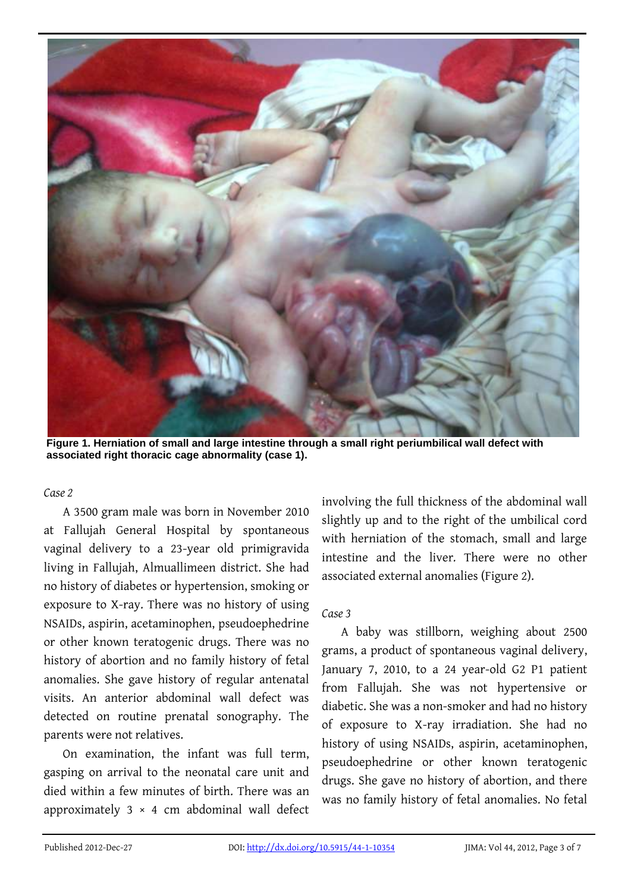**Figure 1. Herniation of small and large intestine through a small right periumbilical wall defect with associated right thoracic cage abnormality (case 1).**

*Case 2*

A 3500 gram male was born in November 2010 at Fallujah General Hospital by spontaneous vaginal delivery to a 23-year old primigravida living in Fallujah, Almuallimeen district. She had no history of diabetes or hypertension, smoking or exposure to X-ray. There was no history of using NSAIDs, aspirin, acetaminophen, pseudoephedrine or other known teratogenic drugs. There was no history of abortion and no family history of fetal anomalies. She gave history of regular antenatal visits. An anterior abdominal wall defect was detected on routine prenatal sonography. The parents were not relatives.

On examination, the infant was full term, gasping on arrival to the neonatal care unit and died within a few minutes of birth. There was an approximately 3 × 4 cm abdominal wall defect involving the full thickness of the abdominal wall slightly up and to the right of the umbilical cord with herniation of the stomach, small and large intestine and the liver. There were no other associated external anomalies (Figure 2).

*Case 3*

A baby was stillborn, weighing about 2500 grams, a product of spontaneous vaginal delivery, January 7, 2010, to a 24 year-old G2 P1 patient from Fallujah. She was not hypertensive or diabetic. She was a non-smoker and had no history of exposure to X-ray irradiation. She had no history of using NSAIDs, aspirin, acetaminophen, pseudoephedrine or other known teratogenic drugs. She gave no history of abortion, and there was no family history of fetal anomalies. No fetal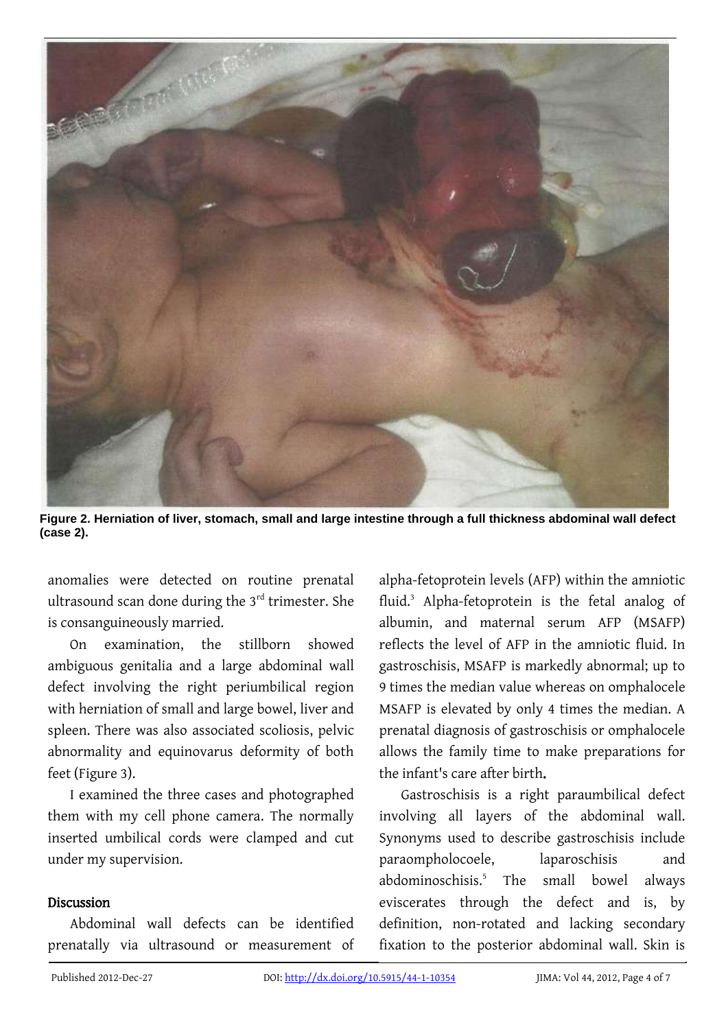**Figure 2. Herniation of liver, stomach, small and large intestine through a full thickness abdominal wall defect (case 2).**

anomalies were detected on routine prenatal ultrasound scan done during the 3rd trimester. She is consanguineously married.

On examination, the stillborn showed ambiguous genitalia and a large abdominal wall defect involving the right periumbilical region with herniation of small and large bowel, liver and spleen. There was also associated scoliosis, pelvic abnormality and equinovarus deformity of both feet (Figure 3).

I examined the three cases and photographed them with my cell phone camera. The normally inserted umbilical cords were clamped and cut under my supervision.

## Discussion

Abdominal wall defects can be identified prenatally via ultrasound or measurement of alpha-fetoprotein levels (AFP) within the amniotic fluid.[3] Alpha-fetoprotein is the fetal analog of albumin, and maternal serum AFP (MSAFP) reflects the level of AFP in the amniotic fluid. In gastroschisis, MSAFP is markedly abnormal; up to 9 times the median value whereas on omphalocele MSAFP is elevated by only 4 times the median. A prenatal diagnosis of gastroschisis or omphalocele allows the family time to make preparations for the infant's care after birth**.**

Gastroschisis is a right paraumbilical defect involving all layers of the abdominal wall. Synonyms used to describe gastroschisis include paraompholocoele, laparoschisis and abdominoschisis.[5] The small bowel always eviscerates through the defect and is, by definition, non-rotated and lacking secondary fixation to the posterior abdominal wall. Skin is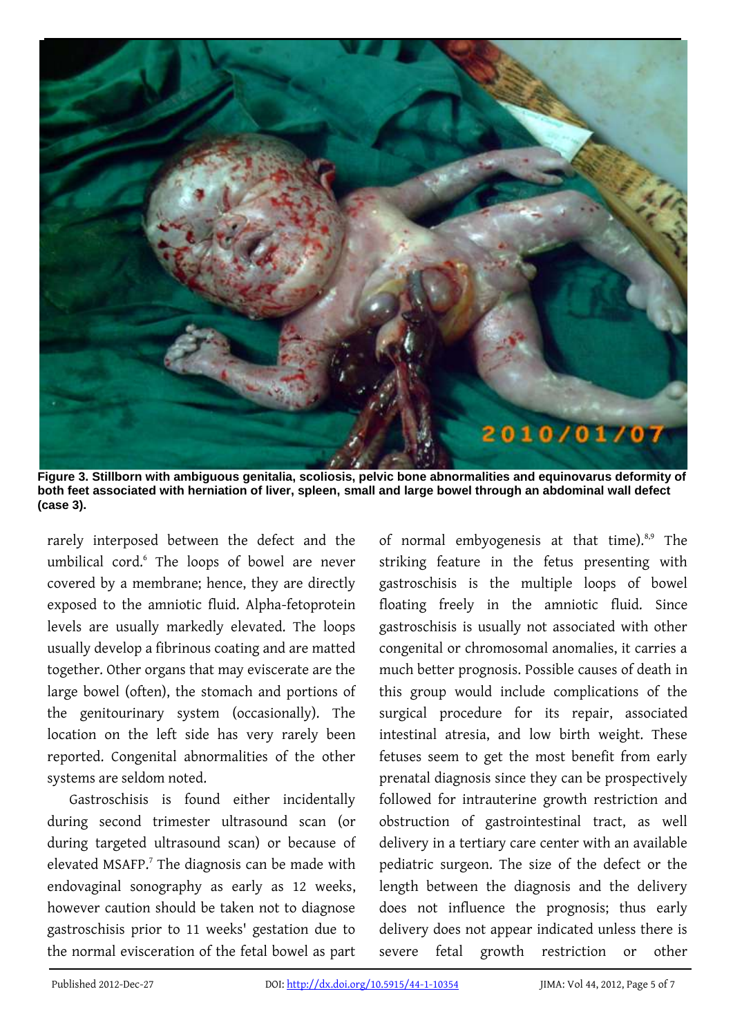Figure 3. Stillborn with ambiguous genitalia, scoliosis, pelvic bone abnormalities and equinovarus deformity of both feet associated with herniation of liver, spleen, small and large bowel through an abdominal wall defect (case 3).

rarely interposed between the defect and the umbilical cord.[6] The loops of bowel are never covered by a membrane; hence, they are directly exposed to the amniotic fluid. Alpha-fetoprotein levels are usually markedly elevated. The loops usually develop a fibrinous coating and are matted together. Other organs that may eviscerate are the large bowel (often), the stomach and portions of the genitourinary system (occasionally). The location on the left side has very rarely been reported. Congenital abnormalities of the other systems are seldom noted.

Gastroschisis is found either incidentally during second trimester ultrasound scan (or during targeted ultrasound scan) or because of elevated MSAFP.[7] The diagnosis can be made with endovaginal sonography as early as 12 weeks, however caution should be taken not to diagnose gastroschisis prior to 11 weeks' gestation due to the normal evisceration of the fetal bowel as part of normal embyogenesis at that time).[8,9] The striking feature in the fetus presenting with gastroschisis is the multiple loops of bowel floating freely in the amniotic fluid. Since gastroschisis is usually not associated with other congenital or chromosomal anomalies, it carries a much better prognosis. Possible causes of death in this group would include complications of the surgical procedure for its repair, associated intestinal atresia, and low birth weight. These fetuses seem to get the most benefit from early prenatal diagnosis since they can be prospectively followed for intrauterine growth restriction and obstruction of gastrointestinal tract, as well delivery in a tertiary care center with an available pediatric surgeon. The size of the defect or the length between the diagnosis and the delivery does not influence the prognosis; thus early delivery does not appear indicated unless there is severe fetal growth restriction or other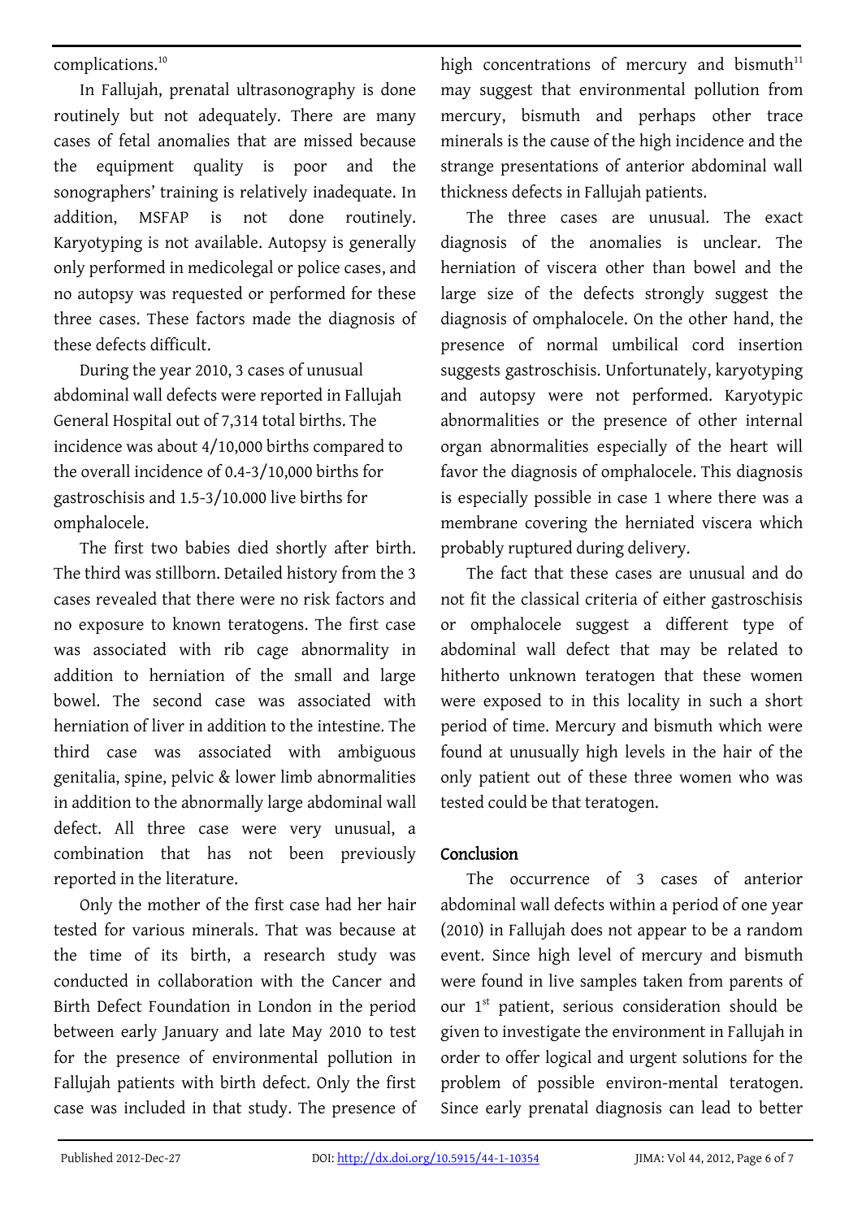complications.[10]

In Fallujah, prenatal ultrasonography is done routinely but not adequately. There are many cases of fetal anomalies that are missed because the equipment quality is poor and the sonographers' training is relatively inadequate. In addition, MSFAP is not done routinely. Karyotyping is not available. Autopsy is generally only performed in medicolegal or police cases, and no autopsy was requested or performed for these three cases. These factors made the diagnosis of these defects difficult.

During the year 2010, 3 cases of unusual abdominal wall defects were reported in Fallujah General Hospital out of 7,314 total births. The incidence was about 4/10,000 births compared to the overall incidence of 0.4-3/10,000 births for gastroschisis and 1.5-3/10.000 live births for omphalocele.

The first two babies died shortly after birth. The third was stillborn. Detailed history from the 3 cases revealed that there were no risk factors and no exposure to known teratogens. The first case was associated with rib cage abnormality in addition to herniation of the small and large bowel. The second case was associated with herniation of liver in addition to the intestine. The third case was associated with ambiguous genitalia, spine, pelvic & lower limb abnormalities in addition to the abnormally large abdominal wall defect. All three case were very unusual, a combination that has not been previously reported in the literature.

Only the mother of the first case had her hair tested for various minerals. That was because at the time of its birth, a research study was conducted in collaboration with the Cancer and Birth Defect Foundation in London in the period between early January and late May 2010 to test for the presence of environmental pollution in Fallujah patients with birth defect. Only the first case was included in that study. The presence of high concentrations of mercury and bismuth[11] may suggest that environmental pollution from mercury, bismuth and perhaps other trace minerals is the cause of the high incidence and the strange presentations of anterior abdominal wall thickness defects in Fallujah patients.

The three cases are unusual. The exact diagnosis of the anomalies is unclear. The herniation of viscera other than bowel and the large size of the defects strongly suggest the diagnosis of omphalocele. On the other hand, the presence of normal umbilical cord insertion suggests gastroschisis. Unfortunately, karyotyping and autopsy were not performed. Karyotypic abnormalities or the presence of other internal organ abnormalities especially of the heart will favor the diagnosis of omphalocele. This diagnosis is especially possible in case 1 where there was a membrane covering the herniated viscera which probably ruptured during delivery.

The fact that these cases are unusual and do not fit the classical criteria of either gastroschisis or omphalocele suggest a different type of abdominal wall defect that may be related to hitherto unknown teratogen that these women were exposed to in this locality in such a short period of time. Mercury and bismuth which were found at unusually high levels in the hair of the only patient out of these three women who was tested could be that teratogen.

## Conclusion

The occurrence of 3 cases of anterior abdominal wall defects within a period of one year (2010) in Fallujah does not appear to be a random event. Since high level of mercury and bismuth were found in live samples taken from parents of our 1st patient, serious consideration should be given to investigate the environment in Fallujah in order to offer logical and urgent solutions for the problem of possible environ-mental teratogen. Since early prenatal diagnosis can lead to better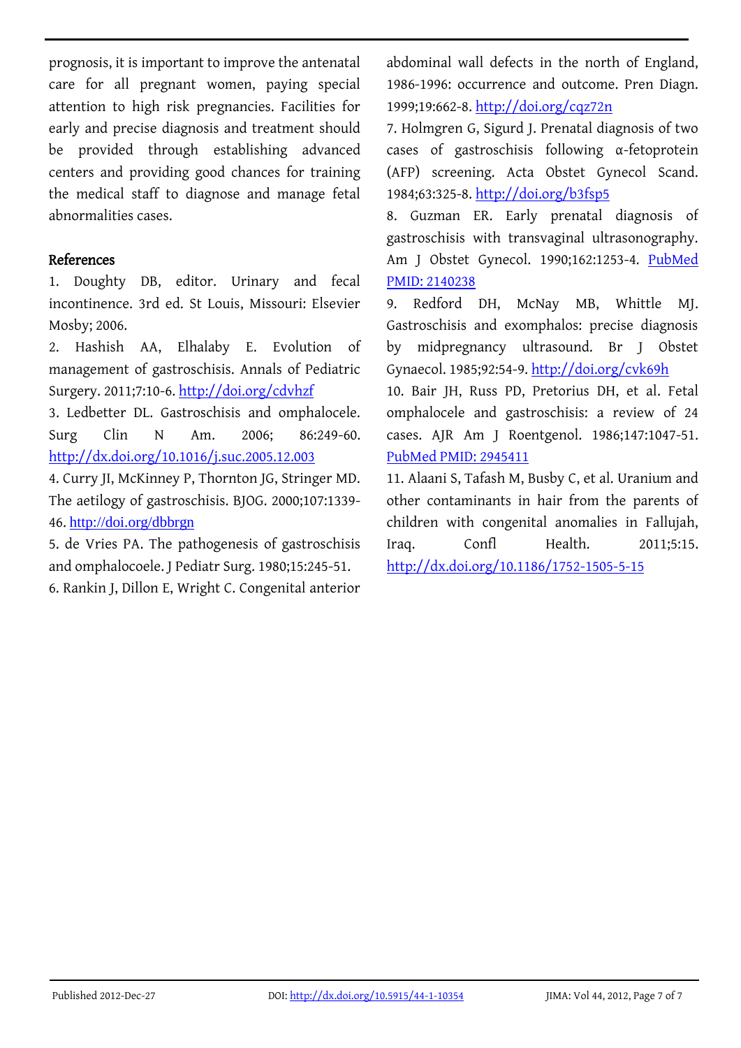prognosis, it is important to improve the antenatal care for all pregnant women, paying special attention to high risk pregnancies. Facilities for early and precise diagnosis and treatment should be provided through establishing advanced centers and providing good chances for training the medical staff to diagnose and manage fetal abnormalities cases.

## References

1. Doughty DB, editor. Urinary and fecal incontinence. 3rd ed. St Louis, Missouri: Elsevier Mosby; 2006.
2. Hashish AA, Elhalaby E. Evolution of management of gastroschisis. Annals of Pediatric Surgery. 2011;7:10-6. http://doi.org/cdvhzf
3. Ledbetter DL. Gastroschisis and omphalocele. Surg Clin N Am. 2006; 86:249-60. http://dx.doi.org/10.1016/j.suc.2005.12.003
4. Curry JI, McKinney P, Thornton JG, Stringer MD. The aetilogy of gastroschisis. BJOG. 2000;107:1339-46. http://doi.org/dbbrgn
5. de Vries PA. The pathogenesis of gastroschisis and omphalocoele. J Pediatr Surg. 1980;15:245-51.
6. Rankin J, Dillon E, Wright C. Congenital anterior abdominal wall defects in the north of England, 1986-1996: occurrence and outcome. Pren Diagn. 1999;19:662-8. http://doi.org/cqz72n
7. Holmgren G, Sigurd J. Prenatal diagnosis of two cases of gastroschisis following α-fetoprotein (AFP) screening. Acta Obstet Gynecol Scand. 1984;63:325-8. http://doi.org/b3fsp5
8. Guzman ER. Early prenatal diagnosis of gastroschisis with transvaginal ultrasonography. Am J Obstet Gynecol. 1990;162:1253-4. PubMed PMID: 2140238
9. Redford DH, McNay MB, Whittle MJ. Gastroschisis and exomphalos: precise diagnosis by midpregnancy ultrasound. Br J Obstet Gynaecol. 1985;92:54-9. http://doi.org/cvk69h
10. Bair JH, Russ PD, Pretorius DH, et al. Fetal omphalocele and gastroschisis: a review of 24 cases. AJR Am J Roentgenol. 1986;147:1047-51. PubMed PMID: 2945411
11. Alaani S, Tafash M, Busby C, et al. Uranium and other contaminants in hair from the parents of children with congenital anomalies in Fallujah, Iraq. Confl Health. 2011;5:15. http://dx.doi.org/10.1186/1752-1505-5-15